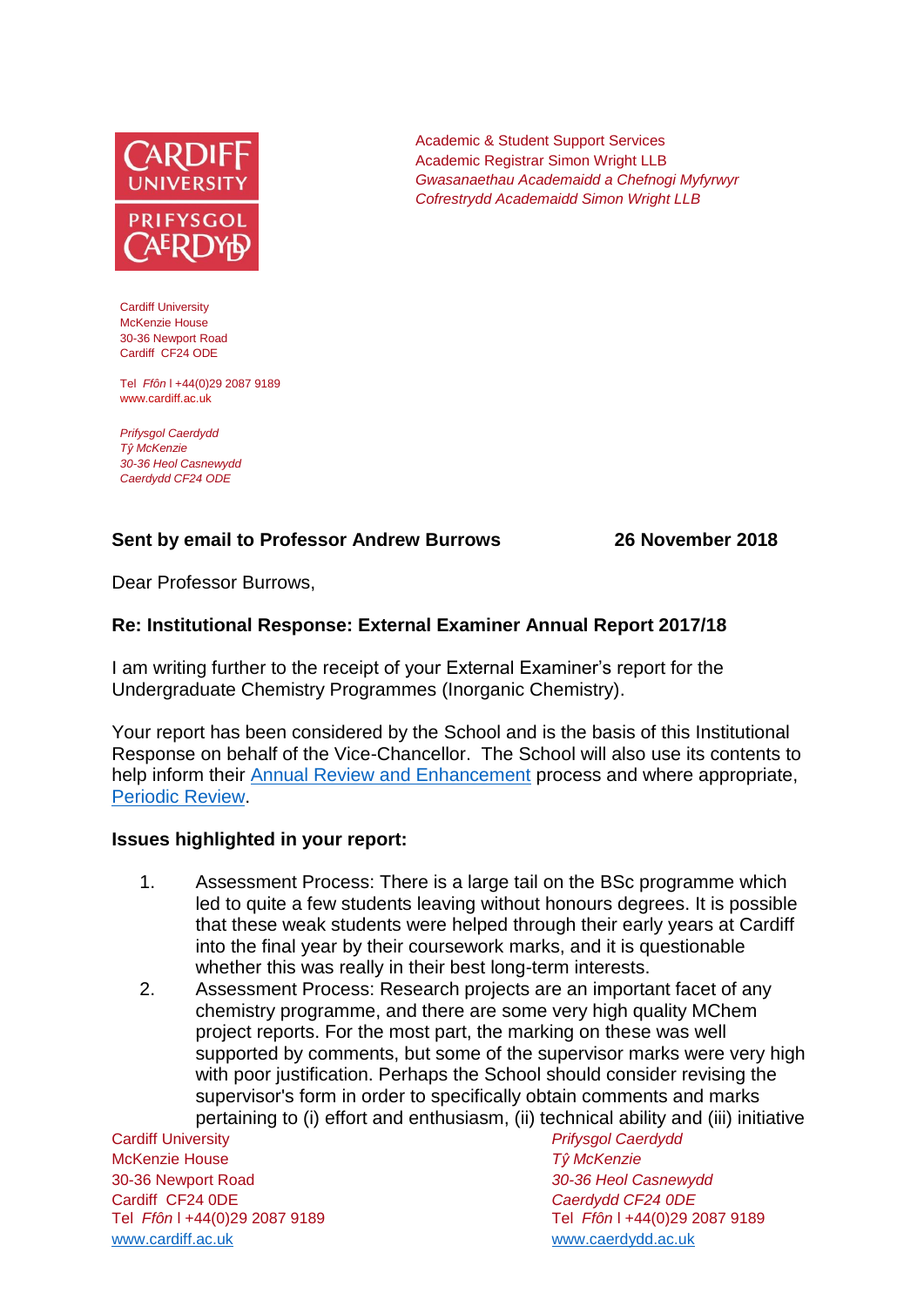Academic & Student Support Services
Academic Registrar Simon Wright LLB
*Gwasanaethau Academaidd a Chefnogi Myfyrwyr*
*Cofrestrydd Academaidd Simon Wright LLB*

Cardiff University
McKenzie House
30-36 Newport Road
Cardiff CF24 ODE

Tel *Ffôn* l +44(0)29 2087 9189
www.cardiff.ac.uk

*Prifysgol Caerdydd*
*Tŷ McKenzie*
*30-36 Heol Casnewydd*
*Caerdydd CF24 ODE*

**Sent by email to Professor Andrew Burrows** **26 November 2018**

Dear Professor Burrows,

**Re: Institutional Response: External Examiner Annual Report 2017/18**

I am writing further to the receipt of your External Examiner's report for the Undergraduate Chemistry Programmes (Inorganic Chemistry).

Your report has been considered by the School and is the basis of this Institutional Response on behalf of the Vice-Chancellor. The School will also use its contents to help inform their Annual Review and Enhancement process and where appropriate, Periodic Review.

**Issues highlighted in your report:**

1. Assessment Process: There is a large tail on the BSc programme which led to quite a few students leaving without honours degrees. It is possible that these weak students were helped through their early years at Cardiff into the final year by their coursework marks, and it is questionable whether this was really in their best long-term interests.
2. Assessment Process: Research projects are an important facet of any chemistry programme, and there are some very high quality MChem project reports. For the most part, the marking on these was well supported by comments, but some of the supervisor marks were very high with poor justification. Perhaps the School should consider revising the supervisor's form in order to specifically obtain comments and marks pertaining to (i) effort and enthusiasm, (ii) technical ability and (iii) initiative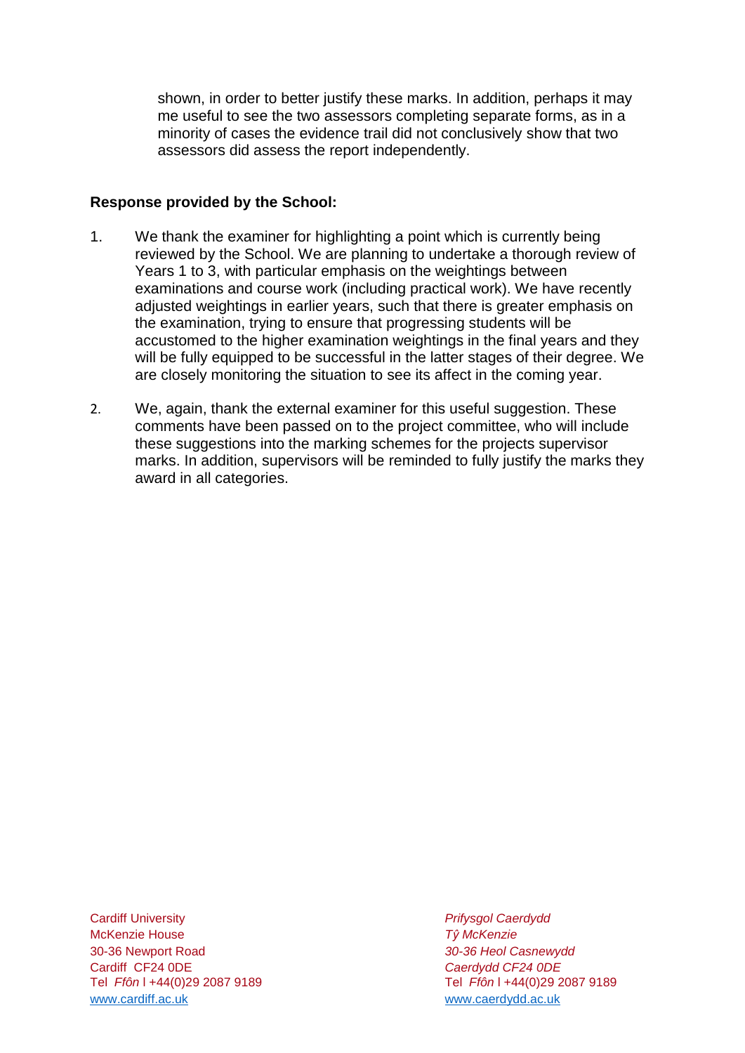shown, in order to better justify these marks. In addition, perhaps it may me useful to see the two assessors completing separate forms, as in a minority of cases the evidence trail did not conclusively show that two assessors did assess the report independently.

**Response provided by the School:**

1. We thank the examiner for highlighting a point which is currently being reviewed by the School. We are planning to undertake a thorough review of Years 1 to 3, with particular emphasis on the weightings between examinations and course work (including practical work). We have recently adjusted weightings in earlier years, such that there is greater emphasis on the examination, trying to ensure that progressing students will be accustomed to the higher examination weightings in the final years and they will be fully equipped to be successful in the latter stages of their degree. We are closely monitoring the situation to see its affect in the coming year.

2. We, again, thank the external examiner for this useful suggestion. These comments have been passed on to the project committee, who will include these suggestions into the marking schemes for the projects supervisor marks. In addition, supervisors will be reminded to fully justify the marks they award in all categories.

Cardiff University
McKenzie House
30-36 Newport Road
Cardiff CF24 0DE
Tel *Ffôn* l +44(0)29 2087 9189
www.cardiff.ac.uk

*Prifysgol Caerdydd*
*Tŷ McKenzie*
*30-36 Heol Casnewydd*
*Caerdydd CF24 0DE*
Tel *Ffôn* l +44(0)29 2087 9189
www.caerdydd.ac.uk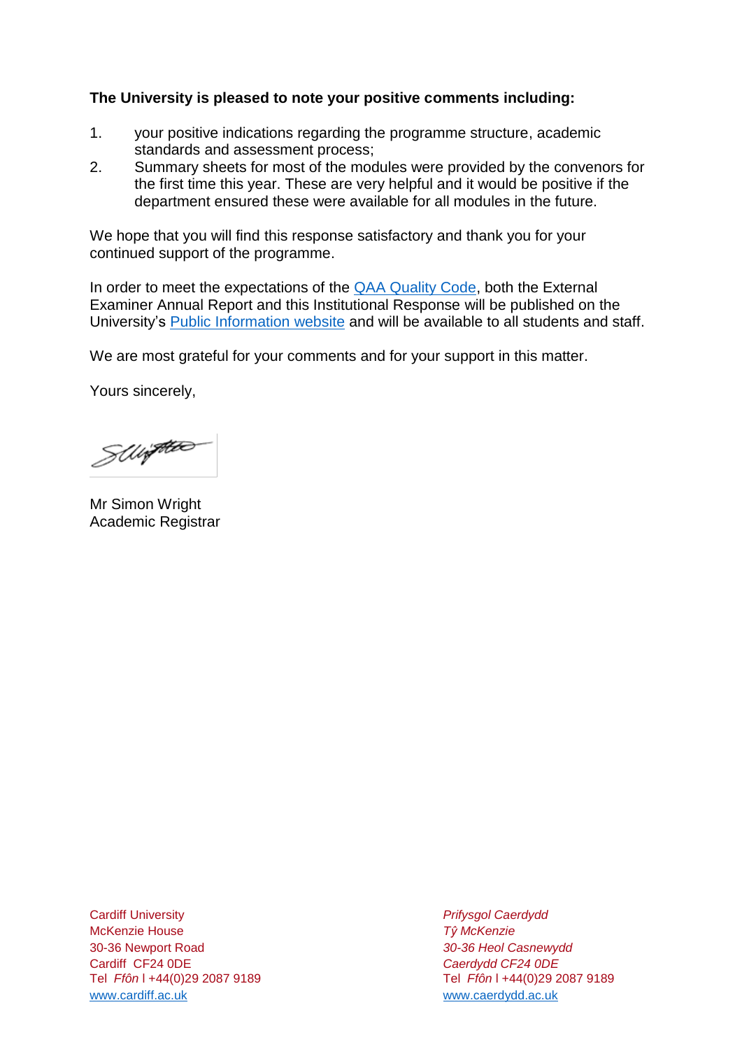**The University is pleased to note your positive comments including:**

1. your positive indications regarding the programme structure, academic standards and assessment process;
2. Summary sheets for most of the modules were provided by the convenors for the first time this year. These are very helpful and it would be positive if the department ensured these were available for all modules in the future.

We hope that you will find this response satisfactory and thank you for your continued support of the programme.

In order to meet the expectations of the QAA Quality Code, both the External Examiner Annual Report and this Institutional Response will be published on the University's Public Information website and will be available to all students and staff.

We are most grateful for your comments and for your support in this matter.

Yours sincerely,

Mr Simon Wright
Academic Registrar

Cardiff University
McKenzie House
30-36 Newport Road
Cardiff CF24 0DE
Tel *Ffôn* l +44(0)29 2087 9189
www.cardiff.ac.uk

*Prifysgol Caerdydd*
*Tŷ McKenzie*
*30-36 Heol Casnewydd*
*Caerdydd CF24 0DE*
Tel *Ffôn* l +44(0)29 2087 9189
www.caerdydd.ac.uk